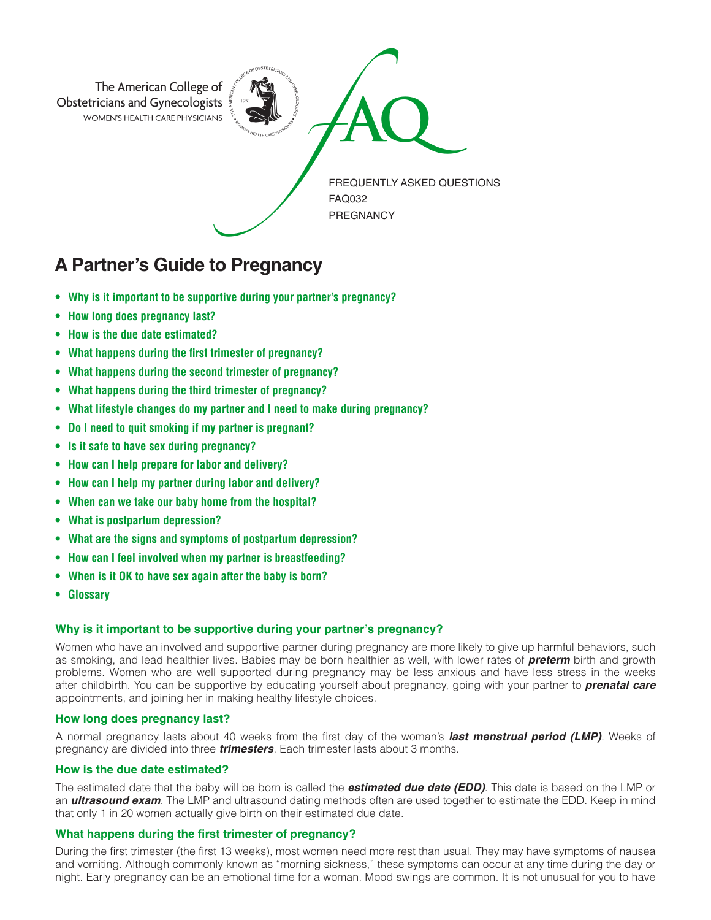The American College of Obstetricians and Gynecologists
WOMEN'S HEALTH CARE PHYSICIANS

FAQ

FREQUENTLY ASKED QUESTIONS
FAQ032
PREGNANCY

# A Partner's Guide to Pregnancy

- **Why is it important to be supportive during your partner's pregnancy?**
- **How long does pregnancy last?**
- **How is the due date estimated?**
- **What happens during the first trimester of pregnancy?**
- **What happens during the second trimester of pregnancy?**
- **What happens during the third trimester of pregnancy?**
- **What lifestyle changes do my partner and I need to make during pregnancy?**
- **Do I need to quit smoking if my partner is pregnant?**
- **Is it safe to have sex during pregnancy?**
- **How can I help prepare for labor and delivery?**
- **How can I help my partner during labor and delivery?**
- **When can we take our baby home from the hospital?**
- **What is postpartum depression?**
- **What are the signs and symptoms of postpartum depression?**
- **How can I feel involved when my partner is breastfeeding?**
- **When is it OK to have sex again after the baby is born?**
- **Glossary**

### Why is it important to be supportive during your partner's pregnancy?

Women who have an involved and supportive partner during pregnancy are more likely to give up harmful behaviors, such as smoking, and lead healthier lives. Babies may be born healthier as well, with lower rates of ***preterm*** birth and growth problems. Women who are well supported during pregnancy may be less anxious and have less stress in the weeks after childbirth. You can be supportive by educating yourself about pregnancy, going with your partner to ***prenatal care*** appointments, and joining her in making healthy lifestyle choices.

### How long does pregnancy last?

A normal pregnancy lasts about 40 weeks from the first day of the woman's ***last menstrual period (LMP)***. Weeks of pregnancy are divided into three ***trimesters***. Each trimester lasts about 3 months.

### How is the due date estimated?

The estimated date that the baby will be born is called the ***estimated due date (EDD)***. This date is based on the LMP or an ***ultrasound exam***. The LMP and ultrasound dating methods often are used together to estimate the EDD. Keep in mind that only 1 in 20 women actually give birth on their estimated due date.

### What happens during the first trimester of pregnancy?

During the first trimester (the first 13 weeks), most women need more rest than usual. They may have symptoms of nausea and vomiting. Although commonly known as "morning sickness," these symptoms can occur at any time during the day or night. Early pregnancy can be an emotional time for a woman. Mood swings are common. It is not unusual for you to have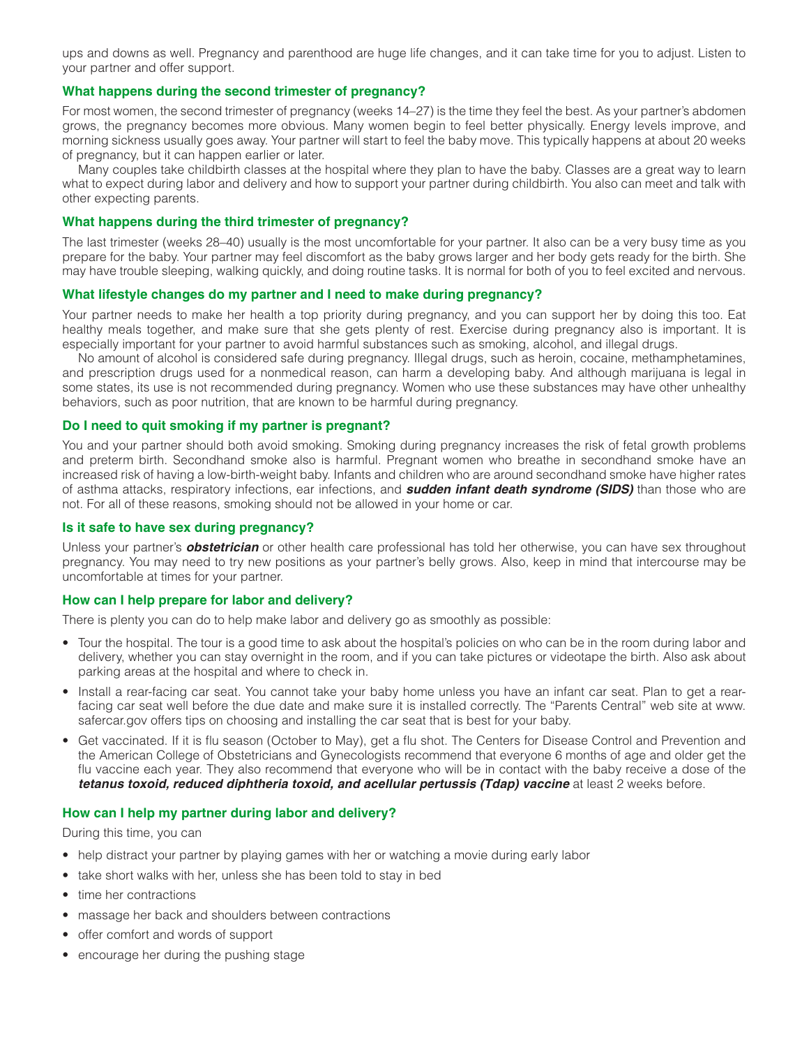ups and downs as well. Pregnancy and parenthood are huge life changes, and it can take time for you to adjust. Listen to your partner and offer support.

### What happens during the second trimester of pregnancy?

For most women, the second trimester of pregnancy (weeks 14–27) is the time they feel the best. As your partner's abdomen grows, the pregnancy becomes more obvious. Many women begin to feel better physically. Energy levels improve, and morning sickness usually goes away. Your partner will start to feel the baby move. This typically happens at about 20 weeks of pregnancy, but it can happen earlier or later.

Many couples take childbirth classes at the hospital where they plan to have the baby. Classes are a great way to learn what to expect during labor and delivery and how to support your partner during childbirth. You also can meet and talk with other expecting parents.

### What happens during the third trimester of pregnancy?

The last trimester (weeks 28–40) usually is the most uncomfortable for your partner. It also can be a very busy time as you prepare for the baby. Your partner may feel discomfort as the baby grows larger and her body gets ready for the birth. She may have trouble sleeping, walking quickly, and doing routine tasks. It is normal for both of you to feel excited and nervous.

### What lifestyle changes do my partner and I need to make during pregnancy?

Your partner needs to make her health a top priority during pregnancy, and you can support her by doing this too. Eat healthy meals together, and make sure that she gets plenty of rest. Exercise during pregnancy also is important. It is especially important for your partner to avoid harmful substances such as smoking, alcohol, and illegal drugs.

No amount of alcohol is considered safe during pregnancy. Illegal drugs, such as heroin, cocaine, methamphetamines, and prescription drugs used for a nonmedical reason, can harm a developing baby. And although marijuana is legal in some states, its use is not recommended during pregnancy. Women who use these substances may have other unhealthy behaviors, such as poor nutrition, that are known to be harmful during pregnancy.

### Do I need to quit smoking if my partner is pregnant?

You and your partner should both avoid smoking. Smoking during pregnancy increases the risk of fetal growth problems and preterm birth. Secondhand smoke also is harmful. Pregnant women who breathe in secondhand smoke have an increased risk of having a low-birth-weight baby. Infants and children who are around secondhand smoke have higher rates of asthma attacks, respiratory infections, ear infections, and ***sudden infant death syndrome (SIDS)*** than those who are not. For all of these reasons, smoking should not be allowed in your home or car.

### Is it safe to have sex during pregnancy?

Unless your partner's ***obstetrician*** or other health care professional has told her otherwise, you can have sex throughout pregnancy. You may need to try new positions as your partner's belly grows. Also, keep in mind that intercourse may be uncomfortable at times for your partner.

### How can I help prepare for labor and delivery?

There is plenty you can do to help make labor and delivery go as smoothly as possible:

- Tour the hospital. The tour is a good time to ask about the hospital's policies on who can be in the room during labor and delivery, whether you can stay overnight in the room, and if you can take pictures or videotape the birth. Also ask about parking areas at the hospital and where to check in.
- Install a rear-facing car seat. You cannot take your baby home unless you have an infant car seat. Plan to get a rear-facing car seat well before the due date and make sure it is installed correctly. The "Parents Central" web site at www.safercar.gov offers tips on choosing and installing the car seat that is best for your baby.
- Get vaccinated. If it is flu season (October to May), get a flu shot. The Centers for Disease Control and Prevention and the American College of Obstetricians and Gynecologists recommend that everyone 6 months of age and older get the flu vaccine each year. They also recommend that everyone who will be in contact with the baby receive a dose of the ***tetanus toxoid, reduced diphtheria toxoid, and acellular pertussis (Tdap) vaccine*** at least 2 weeks before.

### How can I help my partner during labor and delivery?

During this time, you can

- help distract your partner by playing games with her or watching a movie during early labor
- take short walks with her, unless she has been told to stay in bed
- time her contractions
- massage her back and shoulders between contractions
- offer comfort and words of support
- encourage her during the pushing stage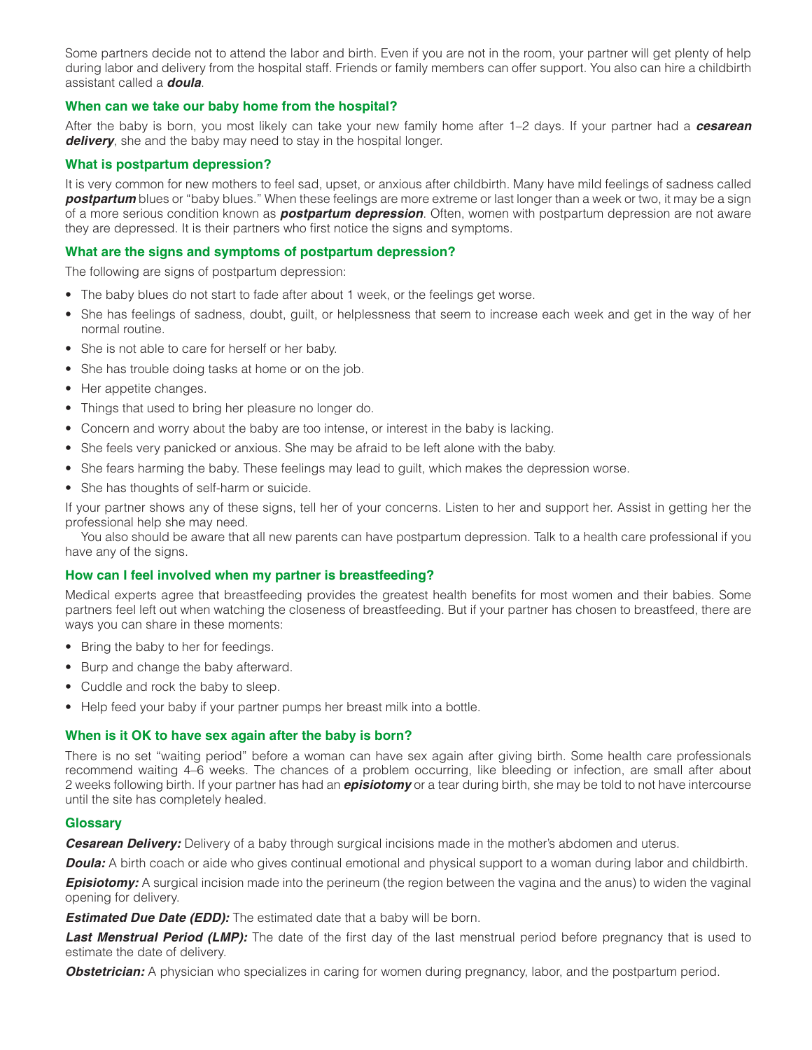Some partners decide not to attend the labor and birth. Even if you are not in the room, your partner will get plenty of help during labor and delivery from the hospital staff. Friends or family members can offer support. You also can hire a childbirth assistant called a ***doula***.

### When can we take our baby home from the hospital?

After the baby is born, you most likely can take your new family home after 1–2 days. If your partner had a ***cesarean delivery***, she and the baby may need to stay in the hospital longer.

### What is postpartum depression?

It is very common for new mothers to feel sad, upset, or anxious after childbirth. Many have mild feelings of sadness called ***postpartum*** blues or "baby blues." When these feelings are more extreme or last longer than a week or two, it may be a sign of a more serious condition known as ***postpartum depression***. Often, women with postpartum depression are not aware they are depressed. It is their partners who first notice the signs and symptoms.

### What are the signs and symptoms of postpartum depression?

The following are signs of postpartum depression:

- The baby blues do not start to fade after about 1 week, or the feelings get worse.
- She has feelings of sadness, doubt, guilt, or helplessness that seem to increase each week and get in the way of her normal routine.
- She is not able to care for herself or her baby.
- She has trouble doing tasks at home or on the job.
- Her appetite changes.
- Things that used to bring her pleasure no longer do.
- Concern and worry about the baby are too intense, or interest in the baby is lacking.
- She feels very panicked or anxious. She may be afraid to be left alone with the baby.
- She fears harming the baby. These feelings may lead to guilt, which makes the depression worse.
- She has thoughts of self-harm or suicide.

If your partner shows any of these signs, tell her of your concerns. Listen to her and support her. Assist in getting her the professional help she may need.

You also should be aware that all new parents can have postpartum depression. Talk to a health care professional if you have any of the signs.

### How can I feel involved when my partner is breastfeeding?

Medical experts agree that breastfeeding provides the greatest health benefits for most women and their babies. Some partners feel left out when watching the closeness of breastfeeding. But if your partner has chosen to breastfeed, there are ways you can share in these moments:

- Bring the baby to her for feedings.
- Burp and change the baby afterward.
- Cuddle and rock the baby to sleep.
- Help feed your baby if your partner pumps her breast milk into a bottle.

### When is it OK to have sex again after the baby is born?

There is no set "waiting period" before a woman can have sex again after giving birth. Some health care professionals recommend waiting 4–6 weeks. The chances of a problem occurring, like bleeding or infection, are small after about 2 weeks following birth. If your partner has had an ***episiotomy*** or a tear during birth, she may be told to not have intercourse until the site has completely healed.

### Glossary

***Cesarean Delivery:*** Delivery of a baby through surgical incisions made in the mother's abdomen and uterus.

***Doula:*** A birth coach or aide who gives continual emotional and physical support to a woman during labor and childbirth.

***Episiotomy:*** A surgical incision made into the perineum (the region between the vagina and the anus) to widen the vaginal opening for delivery.

***Estimated Due Date (EDD):*** The estimated date that a baby will be born.

***Last Menstrual Period (LMP):*** The date of the first day of the last menstrual period before pregnancy that is used to estimate the date of delivery.

***Obstetrician:*** A physician who specializes in caring for women during pregnancy, labor, and the postpartum period.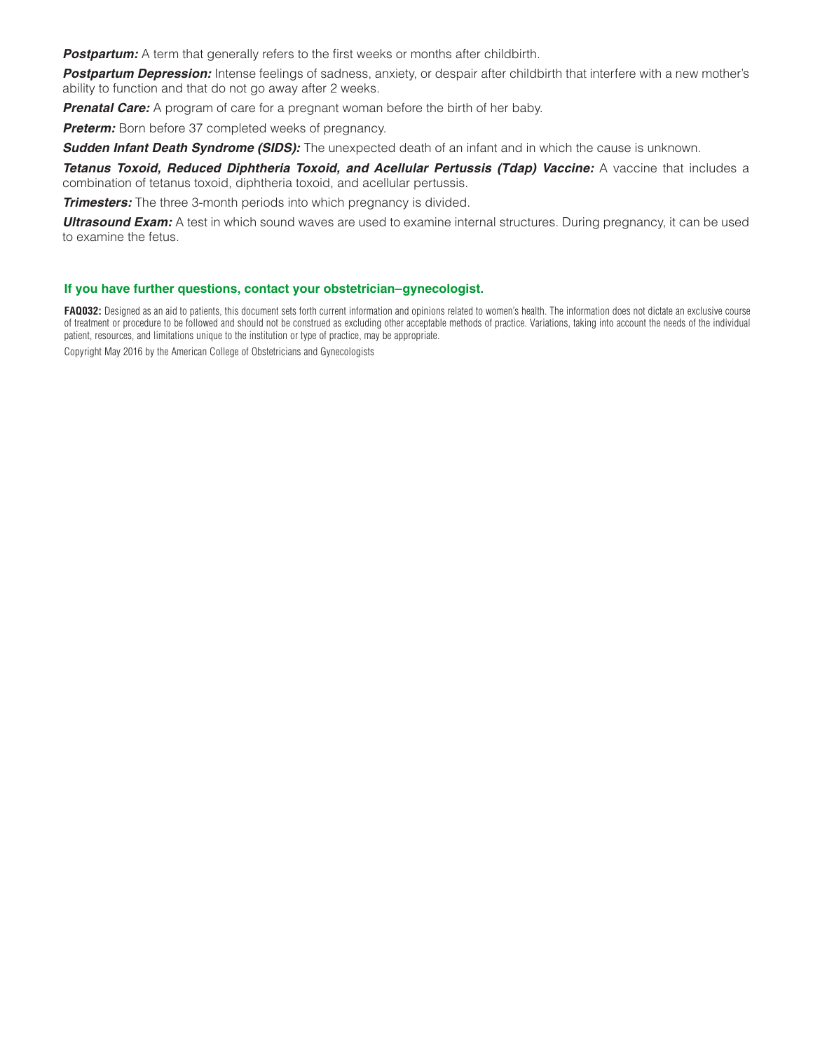***Postpartum:*** A term that generally refers to the first weeks or months after childbirth.

***Postpartum Depression:*** Intense feelings of sadness, anxiety, or despair after childbirth that interfere with a new mother's ability to function and that do not go away after 2 weeks.

***Prenatal Care:*** A program of care for a pregnant woman before the birth of her baby.

***Preterm:*** Born before 37 completed weeks of pregnancy.

***Sudden Infant Death Syndrome (SIDS):*** The unexpected death of an infant and in which the cause is unknown.

***Tetanus Toxoid, Reduced Diphtheria Toxoid, and Acellular Pertussis (Tdap) Vaccine:*** A vaccine that includes a combination of tetanus toxoid, diphtheria toxoid, and acellular pertussis.

***Trimesters:*** The three 3-month periods into which pregnancy is divided.

***Ultrasound Exam:*** A test in which sound waves are used to examine internal structures. During pregnancy, it can be used to examine the fetus.

**If you have further questions, contact your obstetrician–gynecologist.**

**FAQ032:** Designed as an aid to patients, this document sets forth current information and opinions related to women's health. The information does not dictate an exclusive course of treatment or procedure to be followed and should not be construed as excluding other acceptable methods of practice. Variations, taking into account the needs of the individual patient, resources, and limitations unique to the institution or type of practice, may be appropriate.

Copyright May 2016 by the American College of Obstetricians and Gynecologists